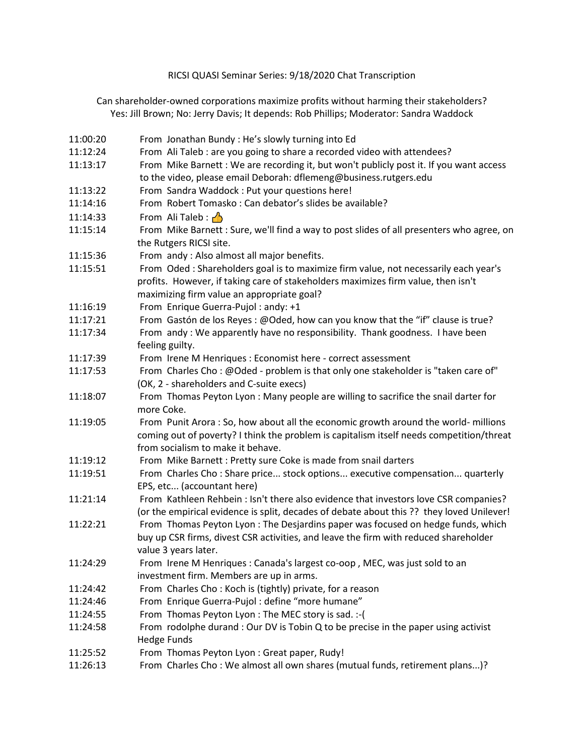# RICSI QUASI Seminar Series: 9/18/2020 Chat Transcription

Can shareholder-owned corporations maximize profits without harming their stakeholders?
Yes: Jill Brown; No: Jerry Davis; It depends: Rob Phillips; Moderator: Sandra Waddock

| | |
|---|---|
| 11:00:20 | From Jonathan Bundy : He's slowly turning into Ed |
| 11:12:24 | From Ali Taleb : are you going to share a recorded video with attendees? |
| 11:13:17 | From Mike Barnett : We are recording it, but won't publicly post it. If you want access to the video, please email Deborah: dflemeng@business.rutgers.edu |
| 11:13:22 | From Sandra Waddock : Put your questions here! |
| 11:14:16 | From Robert Tomasko : Can debator's slides be available? |
| 11:14:33 | From Ali Taleb : 👍 |
| 11:15:14 | From Mike Barnett : Sure, we'll find a way to post slides of all presenters who agree, on the Rutgers RICSI site. |
| 11:15:36 | From andy : Also almost all major benefits. |
| 11:15:51 | From Oded : Shareholders goal is to maximize firm value, not necessarily each year's profits. However, if taking care of stakeholders maximizes firm value, then isn't maximizing firm value an appropriate goal? |
| 11:16:19 | From Enrique Guerra-Pujol : andy: +1 |
| 11:17:21 | From Gastón de los Reyes : @Oded, how can you know that the "if" clause is true? |
| 11:17:34 | From andy : We apparently have no responsibility. Thank goodness. I have been feeling guilty. |
| 11:17:39 | From Irene M Henriques : Economist here - correct assessment |
| 11:17:53 | From Charles Cho : @Oded - problem is that only one stakeholder is "taken care of" (OK, 2 - shareholders and C-suite execs) |
| 11:18:07 | From Thomas Peyton Lyon : Many people are willing to sacrifice the snail darter for more Coke. |
| 11:19:05 | From Punit Arora : So, how about all the economic growth around the world- millions coming out of poverty? I think the problem is capitalism itself needs competition/threat from socialism to make it behave. |
| 11:19:12 | From Mike Barnett : Pretty sure Coke is made from snail darters |
| 11:19:51 | From Charles Cho : Share price... stock options... executive compensation... quarterly EPS, etc... (accountant here) |
| 11:21:14 | From Kathleen Rehbein : Isn't there also evidence that investors love CSR companies? (or the empirical evidence is split, decades of debate about this ?? they loved Unilever! |
| 11:22:21 | From Thomas Peyton Lyon : The Desjardins paper was focused on hedge funds, which buy up CSR firms, divest CSR activities, and leave the firm with reduced shareholder value 3 years later. |
| 11:24:29 | From Irene M Henriques : Canada's largest co-oop , MEC, was just sold to an investment firm. Members are up in arms. |
| 11:24:42 | From Charles Cho : Koch is (tightly) private, for a reason |
| 11:24:46 | From Enrique Guerra-Pujol : define "more humane" |
| 11:24:55 | From Thomas Peyton Lyon : The MEC story is sad. :-( |
| 11:24:58 | From rodolphe durand : Our DV is Tobin Q to be precise in the paper using activist Hedge Funds |
| 11:25:52 | From Thomas Peyton Lyon : Great paper, Rudy! |
| 11:26:13 | From Charles Cho : We almost all own shares (mutual funds, retirement plans...)? |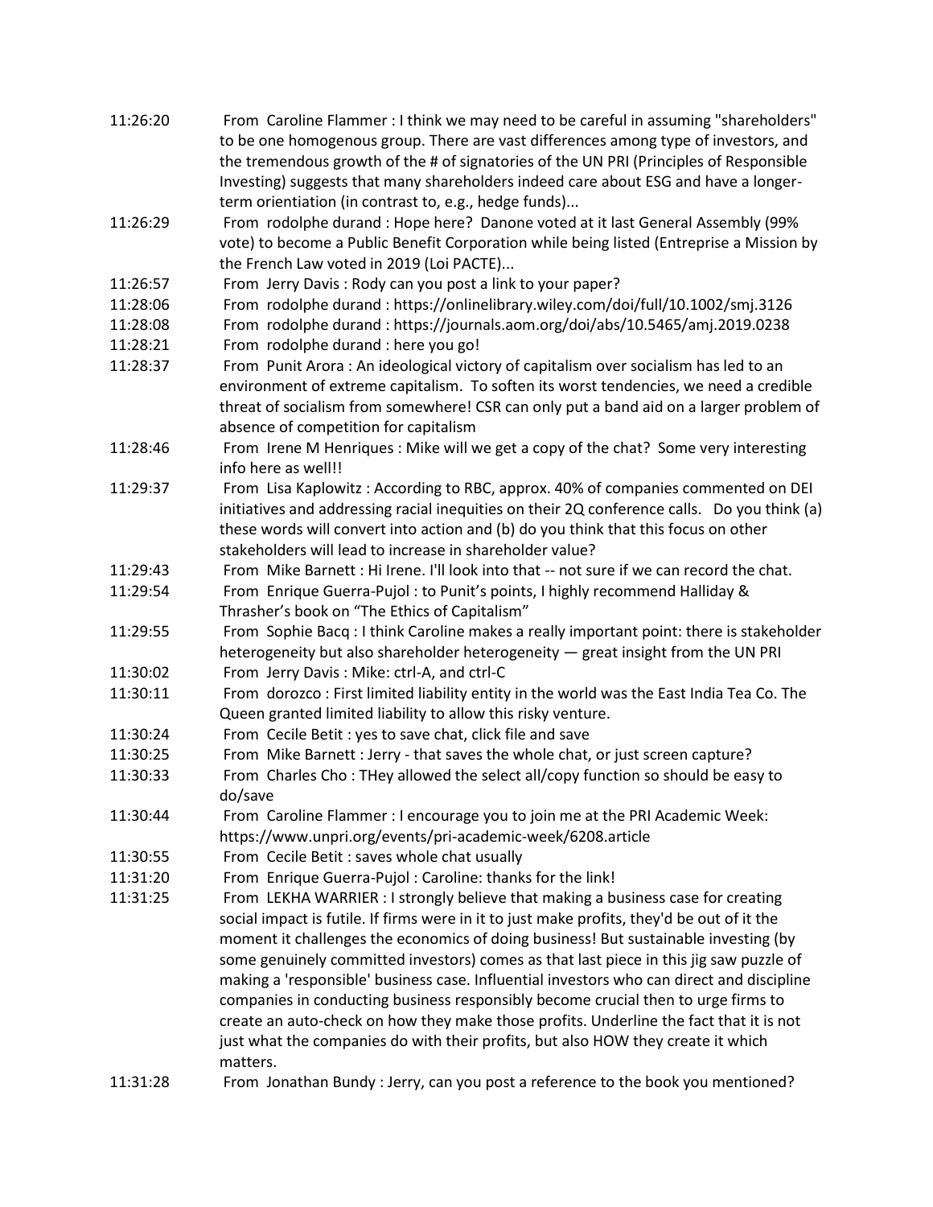11:26:20 From Caroline Flammer : I think we may need to be careful in assuming "shareholders" to be one homogenous group. There are vast differences among type of investors, and the tremendous growth of the # of signatories of the UN PRI (Principles of Responsible Investing) suggests that many shareholders indeed care about ESG and have a longer-term orientiation (in contrast to, e.g., hedge funds)...

11:26:29 From rodolphe durand : Hope here? Danone voted at it last General Assembly (99% vote) to become a Public Benefit Corporation while being listed (Entreprise a Mission by the French Law voted in 2019 (Loi PACTE)...

11:26:57 From Jerry Davis : Rody can you post a link to your paper?

11:28:06 From rodolphe durand : https://onlinelibrary.wiley.com/doi/full/10.1002/smj.3126

11:28:08 From rodolphe durand : https://journals.aom.org/doi/abs/10.5465/amj.2019.0238

11:28:21 From rodolphe durand : here you go!

11:28:37 From Punit Arora : An ideological victory of capitalism over socialism has led to an environment of extreme capitalism. To soften its worst tendencies, we need a credible threat of socialism from somewhere! CSR can only put a band aid on a larger problem of absence of competition for capitalism

11:28:46 From Irene M Henriques : Mike will we get a copy of the chat? Some very interesting info here as well!!

11:29:37 From Lisa Kaplowitz : According to RBC, approx. 40% of companies commented on DEI initiatives and addressing racial inequities on their 2Q conference calls. Do you think (a) these words will convert into action and (b) do you think that this focus on other stakeholders will lead to increase in shareholder value?

11:29:43 From Mike Barnett : Hi Irene. I'll look into that -- not sure if we can record the chat.

11:29:54 From Enrique Guerra-Pujol : to Punit's points, I highly recommend Halliday & Thrasher's book on "The Ethics of Capitalism"

11:29:55 From Sophie Bacq : I think Caroline makes a really important point: there is stakeholder heterogeneity but also shareholder heterogeneity — great insight from the UN PRI

11:30:02 From Jerry Davis : Mike: ctrl-A, and ctrl-C

11:30:11 From dorozco : First limited liability entity in the world was the East India Tea Co. The Queen granted limited liability to allow this risky venture.

11:30:24 From Cecile Betit : yes to save chat, click file and save

11:30:25 From Mike Barnett : Jerry - that saves the whole chat, or just screen capture?

11:30:33 From Charles Cho : THey allowed the select all/copy function so should be easy to do/save

11:30:44 From Caroline Flammer : I encourage you to join me at the PRI Academic Week: https://www.unpri.org/events/pri-academic-week/6208.article

11:30:55 From Cecile Betit : saves whole chat usually

11:31:20 From Enrique Guerra-Pujol : Caroline: thanks for the link!

11:31:25 From LEKHA WARRIER : I strongly believe that making a business case for creating social impact is futile. If firms were in it to just make profits, they'd be out of it the moment it challenges the economics of doing business! But sustainable investing (by some genuinely committed investors) comes as that last piece in this jig saw puzzle of making a 'responsible' business case. Influential investors who can direct and discipline companies in conducting business responsibly become crucial then to urge firms to create an auto-check on how they make those profits. Underline the fact that it is not just what the companies do with their profits, but also HOW they create it which matters.

11:31:28 From Jonathan Bundy : Jerry, can you post a reference to the book you mentioned?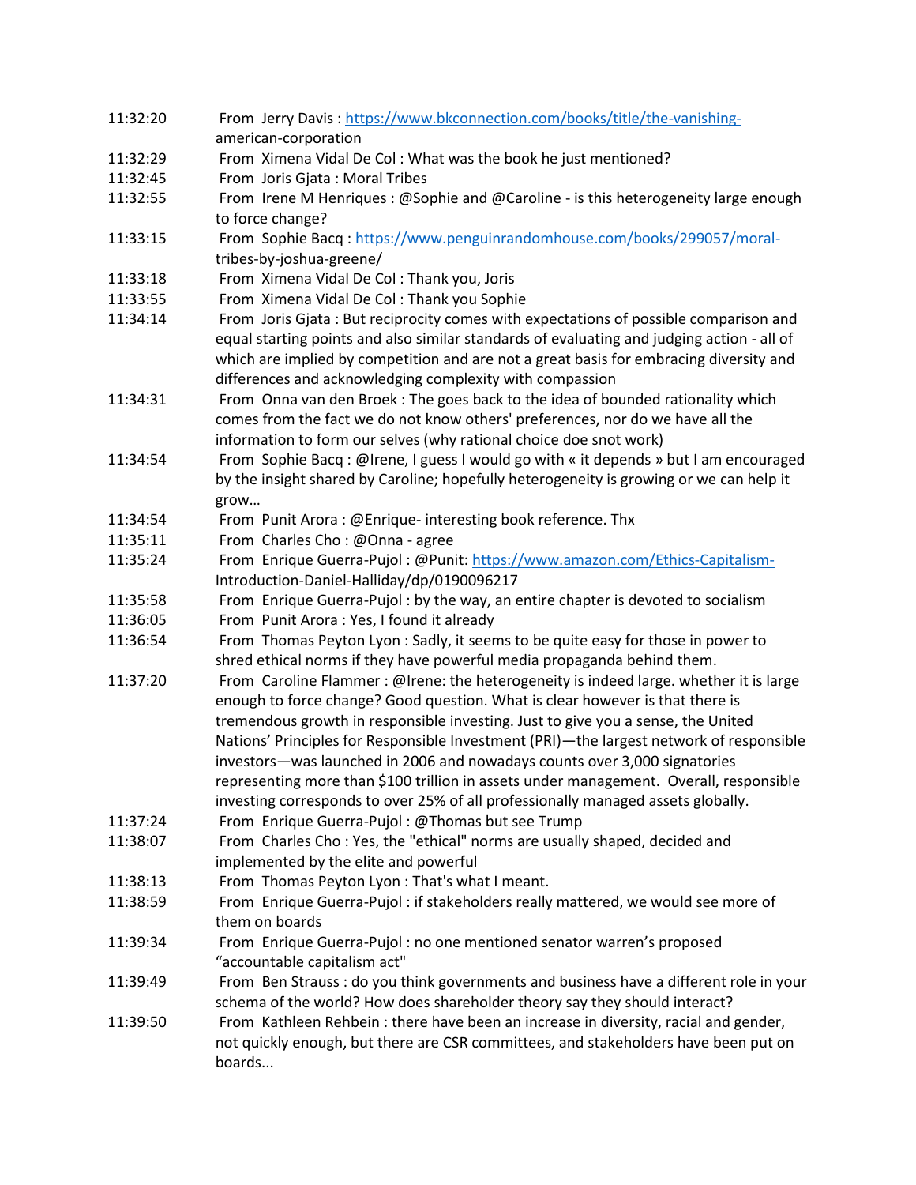| | |
|---|---|
| 11:32:20 | From Jerry Davis : https://www.bkconnection.com/books/title/the-vanishing-american-corporation |
| 11:32:29 | From Ximena Vidal De Col : What was the book he just mentioned? |
| 11:32:45 | From Joris Gjata : Moral Tribes |
| 11:32:55 | From Irene M Henriques : @Sophie and @Caroline - is this heterogeneity large enough to force change? |
| 11:33:15 | From Sophie Bacq : https://www.penguinrandomhouse.com/books/299057/moral-tribes-by-joshua-greene/ |
| 11:33:18 | From Ximena Vidal De Col : Thank you, Joris |
| 11:33:55 | From Ximena Vidal De Col : Thank you Sophie |
| 11:34:14 | From Joris Gjata : But reciprocity comes with expectations of possible comparison and equal starting points and also similar standards of evaluating and judging action - all of which are implied by competition and are not a great basis for embracing diversity and differences and acknowledging complexity with compassion |
| 11:34:31 | From Onna van den Broek : The goes back to the idea of bounded rationality which comes from the fact we do not know others' preferences, nor do we have all the information to form our selves (why rational choice doe snot work) |
| 11:34:54 | From Sophie Bacq : @Irene, I guess I would go with « it depends » but I am encouraged by the insight shared by Caroline; hopefully heterogeneity is growing or we can help it grow… |
| 11:34:54 | From Punit Arora : @Enrique- interesting book reference. Thx |
| 11:35:11 | From Charles Cho : @Onna - agree |
| 11:35:24 | From Enrique Guerra-Pujol : @Punit: https://www.amazon.com/Ethics-Capitalism-Introduction-Daniel-Halliday/dp/0190096217 |
| 11:35:58 | From Enrique Guerra-Pujol : by the way, an entire chapter is devoted to socialism |
| 11:36:05 | From Punit Arora : Yes, I found it already |
| 11:36:54 | From Thomas Peyton Lyon : Sadly, it seems to be quite easy for those in power to shred ethical norms if they have powerful media propaganda behind them. |
| 11:37:20 | From Caroline Flammer : @Irene: the heterogeneity is indeed large. whether it is large enough to force change? Good question. What is clear however is that there is tremendous growth in responsible investing. Just to give you a sense, the United Nations' Principles for Responsible Investment (PRI)—the largest network of responsible investors—was launched in 2006 and nowadays counts over 3,000 signatories representing more than \$100 trillion in assets under management. Overall, responsible investing corresponds to over 25% of all professionally managed assets globally. |
| 11:37:24 | From Enrique Guerra-Pujol : @Thomas but see Trump |
| 11:38:07 | From Charles Cho : Yes, the "ethical" norms are usually shaped, decided and implemented by the elite and powerful |
| 11:38:13 | From Thomas Peyton Lyon : That's what I meant. |
| 11:38:59 | From Enrique Guerra-Pujol : if stakeholders really mattered, we would see more of them on boards |
| 11:39:34 | From Enrique Guerra-Pujol : no one mentioned senator warren's proposed "accountable capitalism act" |
| 11:39:49 | From Ben Strauss : do you think governments and business have a different role in your schema of the world? How does shareholder theory say they should interact? |
| 11:39:50 | From Kathleen Rehbein : there have been an increase in diversity, racial and gender, not quickly enough, but there are CSR committees, and stakeholders have been put on boards... |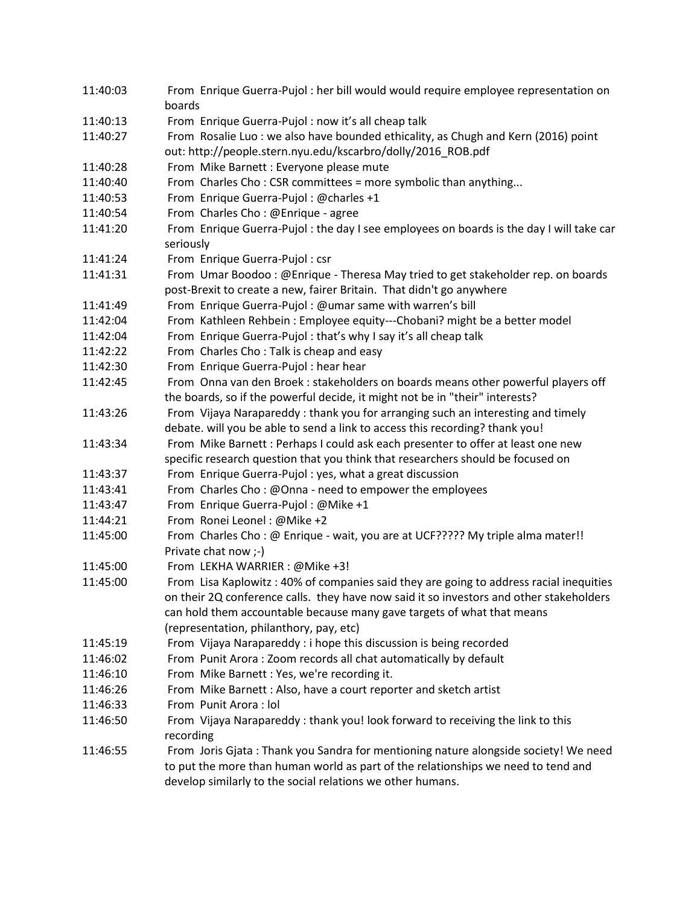| | |
|---|---|
| 11:40:03 | From Enrique Guerra-Pujol : her bill would would require employee representation on boards |
| 11:40:13 | From Enrique Guerra-Pujol : now it’s all cheap talk |
| 11:40:27 | From Rosalie Luo : we also have bounded ethicality, as Chugh and Kern (2016) point out: http://people.stern.nyu.edu/kscarbro/dolly/2016_ROB.pdf |
| 11:40:28 | From Mike Barnett : Everyone please mute |
| 11:40:40 | From Charles Cho : CSR committees = more symbolic than anything... |
| 11:40:53 | From Enrique Guerra-Pujol : @charles +1 |
| 11:40:54 | From Charles Cho : @Enrique - agree |
| 11:41:20 | From Enrique Guerra-Pujol : the day I see employees on boards is the day I will take car seriously |
| 11:41:24 | From Enrique Guerra-Pujol : csr |
| 11:41:31 | From Umar Boodoo : @Enrique - Theresa May tried to get stakeholder rep. on boards post-Brexit to create a new, fairer Britain. That didn't go anywhere |
| 11:41:49 | From Enrique Guerra-Pujol : @umar same with warren’s bill |
| 11:42:04 | From Kathleen Rehbein : Employee equity---Chobani? might be a better model |
| 11:42:04 | From Enrique Guerra-Pujol : that’s why I say it’s all cheap talk |
| 11:42:22 | From Charles Cho : Talk is cheap and easy |
| 11:42:30 | From Enrique Guerra-Pujol : hear hear |
| 11:42:45 | From Onna van den Broek : stakeholders on boards means other powerful players off the boards, so if the powerful decide, it might not be in "their" interests? |
| 11:43:26 | From Vijaya Narapareddy : thank you for arranging such an interesting and timely debate. will you be able to send a link to access this recording? thank you! |
| 11:43:34 | From Mike Barnett : Perhaps I could ask each presenter to offer at least one new specific research question that you think that researchers should be focused on |
| 11:43:37 | From Enrique Guerra-Pujol : yes, what a great discussion |
| 11:43:41 | From Charles Cho : @Onna - need to empower the employees |
| 11:43:47 | From Enrique Guerra-Pujol : @Mike +1 |
| 11:44:21 | From Ronei Leonel : @Mike +2 |
| 11:45:00 | From Charles Cho : @ Enrique - wait, you are at UCF????? My triple alma mater!! Private chat now ;-) |
| 11:45:00 | From LEKHA WARRIER : @Mike +3! |
| 11:45:00 | From Lisa Kaplowitz : 40% of companies said they are going to address racial inequities on their 2Q conference calls. they have now said it so investors and other stakeholders can hold them accountable because many gave targets of what that means (representation, philanthory, pay, etc) |
| 11:45:19 | From Vijaya Narapareddy : i hope this discussion is being recorded |
| 11:46:02 | From Punit Arora : Zoom records all chat automatically by default |
| 11:46:10 | From Mike Barnett : Yes, we're recording it. |
| 11:46:26 | From Mike Barnett : Also, have a court reporter and sketch artist |
| 11:46:33 | From Punit Arora : lol |
| 11:46:50 | From Vijaya Narapareddy : thank you! look forward to receiving the link to this recording |
| 11:46:55 | From Joris Gjata : Thank you Sandra for mentioning nature alongside society! We need to put the more than human world as part of the relationships we need to tend and develop similarly to the social relations we other humans. |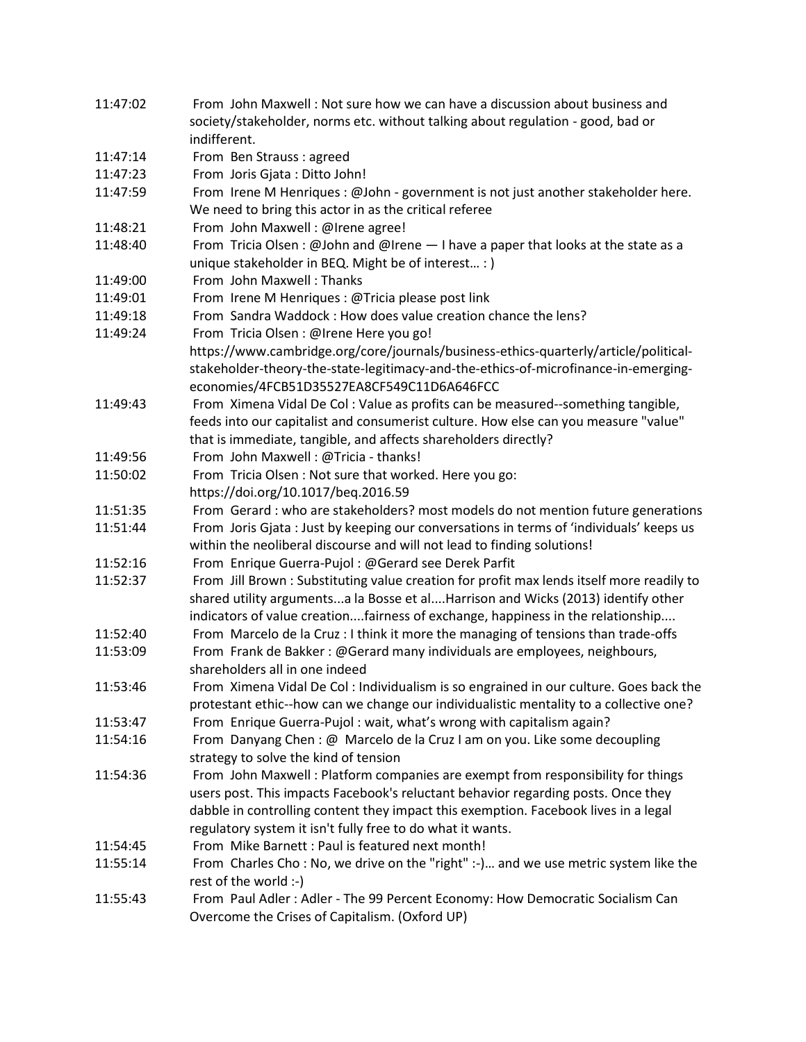| | |
|---|---|
| 11:47:02 | From John Maxwell : Not sure how we can have a discussion about business and society/stakeholder, norms etc. without talking about regulation - good, bad or indifferent. |
| 11:47:14 | From Ben Strauss : agreed |
| 11:47:23 | From Joris Gjata : Ditto John! |
| 11:47:59 | From Irene M Henriques : @John - government is not just another stakeholder here. We need to bring this actor in as the critical referee |
| 11:48:21 | From John Maxwell : @Irene agree! |
| 11:48:40 | From Tricia Olsen : @John and @Irene — I have a paper that looks at the state as a unique stakeholder in BEQ. Might be of interest… : ) |
| 11:49:00 | From John Maxwell : Thanks |
| 11:49:01 | From Irene M Henriques : @Tricia please post link |
| 11:49:18 | From Sandra Waddock : How does value creation chance the lens? |
| 11:49:24 | From Tricia Olsen : @Irene Here you go! https://www.cambridge.org/core/journals/business-ethics-quarterly/article/political-stakeholder-theory-the-state-legitimacy-and-the-ethics-of-microfinance-in-emerging-economies/4FCB51D35527EA8CF549C11D6A646FCC |
| 11:49:43 | From Ximena Vidal De Col : Value as profits can be measured--something tangible, feeds into our capitalist and consumerist culture. How else can you measure "value" that is immediate, tangible, and affects shareholders directly? |
| 11:49:56 | From John Maxwell : @Tricia - thanks! |
| 11:50:02 | From Tricia Olsen : Not sure that worked. Here you go: https://doi.org/10.1017/beq.2016.59 |
| 11:51:35 | From Gerard : who are stakeholders? most models do not mention future generations |
| 11:51:44 | From Joris Gjata : Just by keeping our conversations in terms of 'individuals' keeps us within the neoliberal discourse and will not lead to finding solutions! |
| 11:52:16 | From Enrique Guerra-Pujol : @Gerard see Derek Parfit |
| 11:52:37 | From Jill Brown : Substituting value creation for profit max lends itself more readily to shared utility arguments...a la Bosse et al....Harrison and Wicks (2013) identify other indicators of value creation....fairness of exchange, happiness in the relationship.... |
| 11:52:40 | From Marcelo de la Cruz : I think it more the managing of tensions than trade-offs |
| 11:53:09 | From Frank de Bakker : @Gerard many individuals are employees, neighbours, shareholders all in one indeed |
| 11:53:46 | From Ximena Vidal De Col : Individualism is so engrained in our culture. Goes back the protestant ethic--how can we change our individualistic mentality to a collective one? |
| 11:53:47 | From Enrique Guerra-Pujol : wait, what's wrong with capitalism again? |
| 11:54:16 | From Danyang Chen : @ Marcelo de la Cruz I am on you. Like some decoupling strategy to solve the kind of tension |
| 11:54:36 | From John Maxwell : Platform companies are exempt from responsibility for things users post. This impacts Facebook's reluctant behavior regarding posts. Once they dabble in controlling content they impact this exemption. Facebook lives in a legal regulatory system it isn't fully free to do what it wants. |
| 11:54:45 | From Mike Barnett : Paul is featured next month! |
| 11:55:14 | From Charles Cho : No, we drive on the "right" :-)… and we use metric system like the rest of the world :-) |
| 11:55:43 | From Paul Adler : Adler - The 99 Percent Economy: How Democratic Socialism Can Overcome the Crises of Capitalism. (Oxford UP) |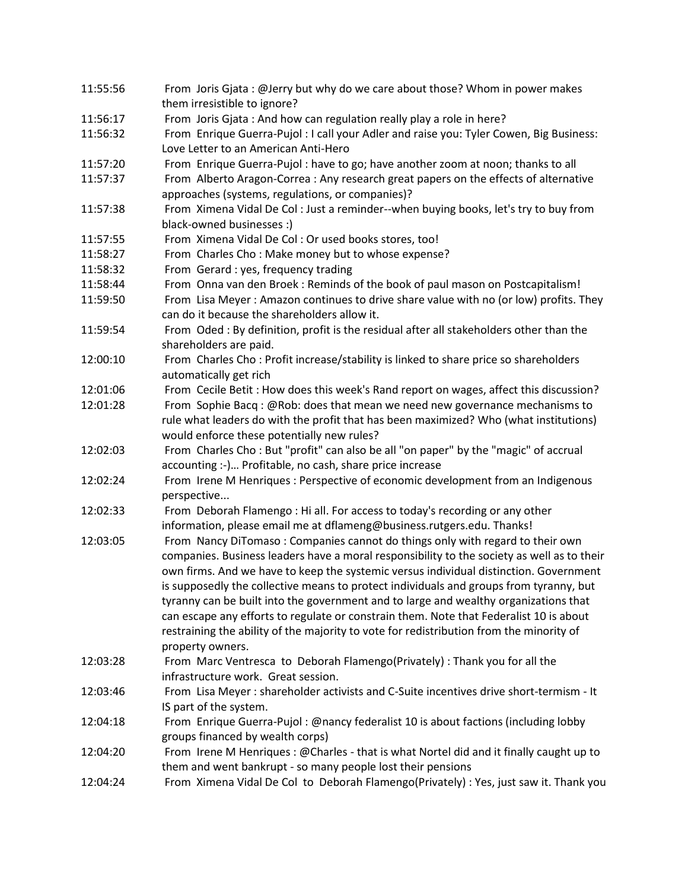| | |
|---|---|
| 11:55:56 | From Joris Gjata : @Jerry but why do we care about those? Whom in power makes them irresistible to ignore? |
| 11:56:17 | From Joris Gjata : And how can regulation really play a role in here? |
| 11:56:32 | From Enrique Guerra-Pujol : I call your Adler and raise you: Tyler Cowen, Big Business: Love Letter to an American Anti-Hero |
| 11:57:20 | From Enrique Guerra-Pujol : have to go; have another zoom at noon; thanks to all |
| 11:57:37 | From Alberto Aragon-Correa : Any research great papers on the effects of alternative approaches (systems, regulations, or companies)? |
| 11:57:38 | From Ximena Vidal De Col : Just a reminder--when buying books, let's try to buy from black-owned businesses :) |
| 11:57:55 | From Ximena Vidal De Col : Or used books stores, too! |
| 11:58:27 | From Charles Cho : Make money but to whose expense? |
| 11:58:32 | From Gerard : yes, frequency trading |
| 11:58:44 | From Onna van den Broek : Reminds of the book of paul mason on Postcapitalism! |
| 11:59:50 | From Lisa Meyer : Amazon continues to drive share value with no (or low) profits. They can do it because the shareholders allow it. |
| 11:59:54 | From Oded : By definition, profit is the residual after all stakeholders other than the shareholders are paid. |
| 12:00:10 | From Charles Cho : Profit increase/stability is linked to share price so shareholders automatically get rich |
| 12:01:06 | From Cecile Betit : How does this week's Rand report on wages, affect this discussion? |
| 12:01:28 | From Sophie Bacq : @Rob: does that mean we need new governance mechanisms to rule what leaders do with the profit that has been maximized? Who (what institutions) would enforce these potentially new rules? |
| 12:02:03 | From Charles Cho : But "profit" can also be all "on paper" by the "magic" of accrual accounting :-)… Profitable, no cash, share price increase |
| 12:02:24 | From Irene M Henriques : Perspective of economic development from an Indigenous perspective... |
| 12:02:33 | From Deborah Flamengo : Hi all. For access to today's recording or any other information, please email me at dflameng@business.rutgers.edu. Thanks! |
| 12:03:05 | From Nancy DiTomaso : Companies cannot do things only with regard to their own companies. Business leaders have a moral responsibility to the society as well as to their own firms. And we have to keep the systemic versus individual distinction. Government is supposedly the collective means to protect individuals and groups from tyranny, but tyranny can be built into the government and to large and wealthy organizations that can escape any efforts to regulate or constrain them. Note that Federalist 10 is about restraining the ability of the majority to vote for redistribution from the minority of property owners. |
| 12:03:28 | From Marc Ventresca to Deborah Flamengo(Privately) : Thank you for all the infrastructure work. Great session. |
| 12:03:46 | From Lisa Meyer : shareholder activists and C-Suite incentives drive short-termism - It IS part of the system. |
| 12:04:18 | From Enrique Guerra-Pujol : @nancy federalist 10 is about factions (including lobby groups financed by wealth corps) |
| 12:04:20 | From Irene M Henriques : @Charles - that is what Nortel did and it finally caught up to them and went bankrupt - so many people lost their pensions |
| 12:04:24 | From Ximena Vidal De Col to Deborah Flamengo(Privately) : Yes, just saw it. Thank you |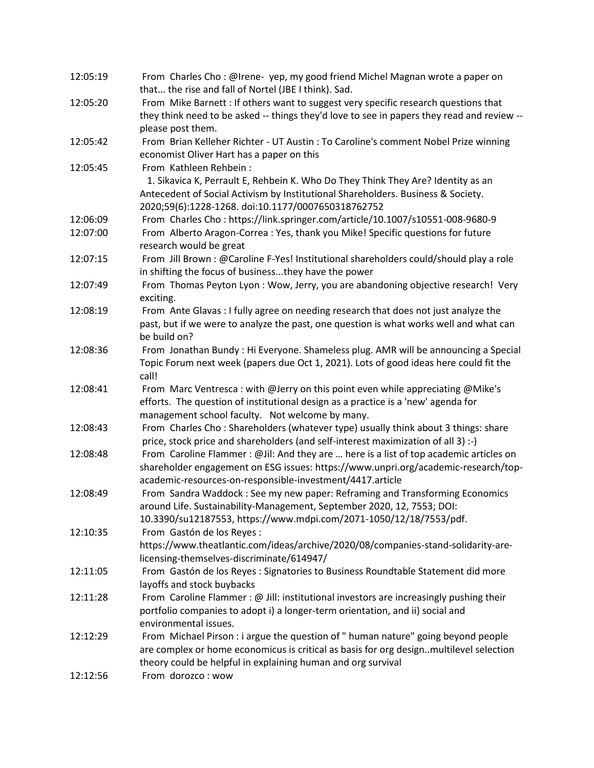| | |
|---|---|
| 12:05:19 | From Charles Cho : @Irene- yep, my good friend Michel Magnan wrote a paper on that... the rise and fall of Nortel (JBE I think). Sad. |
| 12:05:20 | From Mike Barnett : If others want to suggest very specific research questions that they think need to be asked -- things they'd love to see in papers they read and review -- please post them. |
| 12:05:42 | From Brian Kelleher Richter - UT Austin : To Caroline's comment Nobel Prize winning economist Oliver Hart has a paper on this |
| 12:05:45 | From Kathleen Rehbein : 1. Sikavica K, Perrault E, Rehbein K. Who Do They Think They Are? Identity as an Antecedent of Social Activism by Institutional Shareholders. Business & Society. 2020;59(6):1228-1268. doi:10.1177/0007650318762752 |
| 12:06:09 | From Charles Cho : https://link.springer.com/article/10.1007/s10551-008-9680-9 |
| 12:07:00 | From Alberto Aragon-Correa : Yes, thank you Mike! Specific questions for future research would be great |
| 12:07:15 | From Jill Brown : @Caroline F-Yes! Institutional shareholders could/should play a role in shifting the focus of business...they have the power |
| 12:07:49 | From Thomas Peyton Lyon : Wow, Jerry, you are abandoning objective research! Very exciting. |
| 12:08:19 | From Ante Glavas : I fully agree on needing research that does not just analyze the past, but if we were to analyze the past, one question is what works well and what can be build on? |
| 12:08:36 | From Jonathan Bundy : Hi Everyone. Shameless plug. AMR will be announcing a Special Topic Forum next week (papers due Oct 1, 2021). Lots of good ideas here could fit the call! |
| 12:08:41 | From Marc Ventresca : with @Jerry on this point even while appreciating @Mike's efforts. The question of institutional design as a practice is a 'new' agenda for management school faculty. Not welcome by many. |
| 12:08:43 | From Charles Cho : Shareholders (whatever type) usually think about 3 things: share price, stock price and shareholders (and self-interest maximization of all 3) :-) |
| 12:08:48 | From Caroline Flammer : @Jil: And they are … here is a list of top academic articles on shareholder engagement on ESG issues: https://www.unpri.org/academic-research/top-academic-resources-on-responsible-investment/4417.article |
| 12:08:49 | From Sandra Waddock : See my new paper: Reframing and Transforming Economics around Life. Sustainability-Management, September 2020, 12, 7553; DOI: 10.3390/su12187553, https://www.mdpi.com/2071-1050/12/18/7553/pdf. |
| 12:10:35 | From Gastón de los Reyes : https://www.theatlantic.com/ideas/archive/2020/08/companies-stand-solidarity-are-licensing-themselves-discriminate/614947/ |
| 12:11:05 | From Gastón de los Reyes : Signatories to Business Roundtable Statement did more layoffs and stock buybacks |
| 12:11:28 | From Caroline Flammer : @ Jill: institutional investors are increasingly pushing their portfolio companies to adopt i) a longer-term orientation, and ii) social and environmental issues. |
| 12:12:29 | From Michael Pirson : i argue the question of " human nature" going beyond people are complex or home economicus is critical as basis for org design..multilevel selection theory could be helpful in explaining human and org survival |
| 12:12:56 | From dorozco : wow |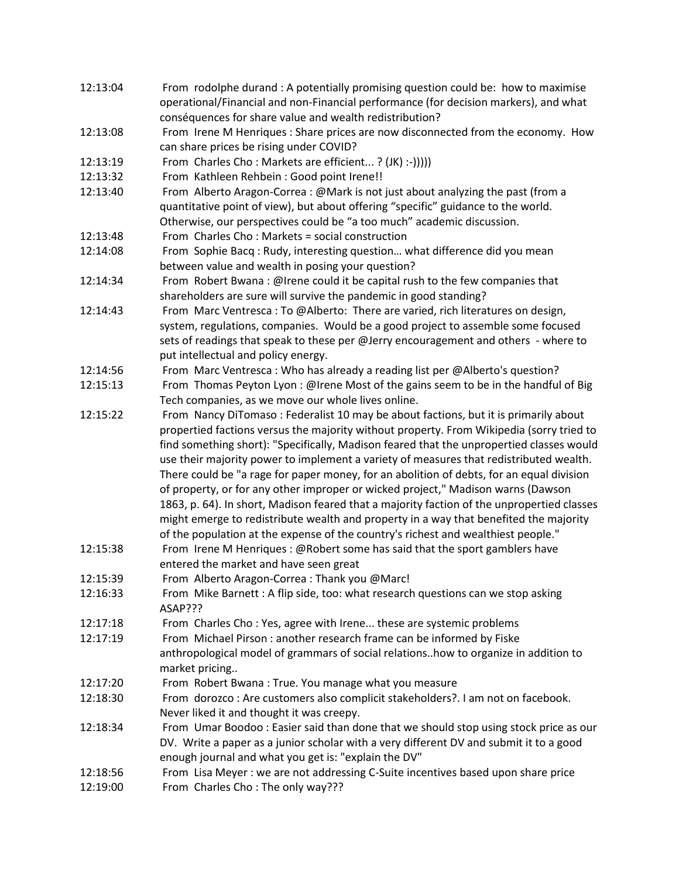12:13:04 From rodolphe durand : A potentially promising question could be: how to maximise operational/Financial and non-Financial performance (for decision markers), and what conséquences for share value and wealth redistribution?

12:13:08 From Irene M Henriques : Share prices are now disconnected from the economy. How can share prices be rising under COVID?

12:13:19 From Charles Cho : Markets are efficient... ? (JK) :-)))))

12:13:32 From Kathleen Rehbein : Good point Irene!!

12:13:40 From Alberto Aragon-Correa : @Mark is not just about analyzing the past (from a quantitative point of view), but about offering "specific" guidance to the world. Otherwise, our perspectives could be "a too much" academic discussion.

12:13:48 From Charles Cho : Markets = social construction

12:14:08 From Sophie Bacq : Rudy, interesting question… what difference did you mean between value and wealth in posing your question?

12:14:34 From Robert Bwana : @Irene could it be capital rush to the few companies that shareholders are sure will survive the pandemic in good standing?

12:14:43 From Marc Ventresca : To @Alberto: There are varied, rich literatures on design, system, regulations, companies. Would be a good project to assemble some focused sets of readings that speak to these per @Jerry encouragement and others - where to put intellectual and policy energy.

12:14:56 From Marc Ventresca : Who has already a reading list per @Alberto's question?

12:15:13 From Thomas Peyton Lyon : @Irene Most of the gains seem to be in the handful of Big Tech companies, as we move our whole lives online.

12:15:22 From Nancy DiTomaso : Federalist 10 may be about factions, but it is primarily about propertied factions versus the majority without property. From Wikipedia (sorry tried to find something short): "Specifically, Madison feared that the unpropertied classes would use their majority power to implement a variety of measures that redistributed wealth. There could be "a rage for paper money, for an abolition of debts, for an equal division of property, or for any other improper or wicked project," Madison warns (Dawson 1863, p. 64). In short, Madison feared that a majority faction of the unpropertied classes might emerge to redistribute wealth and property in a way that benefited the majority of the population at the expense of the country's richest and wealthiest people."

12:15:38 From Irene M Henriques : @Robert some has said that the sport gamblers have entered the market and have seen great

12:15:39 From Alberto Aragon-Correa : Thank you @Marc!

12:16:33 From Mike Barnett : A flip side, too: what research questions can we stop asking ASAP???

12:17:18 From Charles Cho : Yes, agree with Irene... these are systemic problems

12:17:19 From Michael Pirson : another research frame can be informed by Fiske anthropological model of grammars of social relations..how to organize in addition to market pricing..

12:17:20 From Robert Bwana : True. You manage what you measure

12:18:30 From dorozco : Are customers also complicit stakeholders?. I am not on facebook. Never liked it and thought it was creepy.

12:18:34 From Umar Boodoo : Easier said than done that we should stop using stock price as our DV. Write a paper as a junior scholar with a very different DV and submit it to a good enough journal and what you get is: "explain the DV"

12:18:56 From Lisa Meyer : we are not addressing C-Suite incentives based upon share price

12:19:00 From Charles Cho : The only way???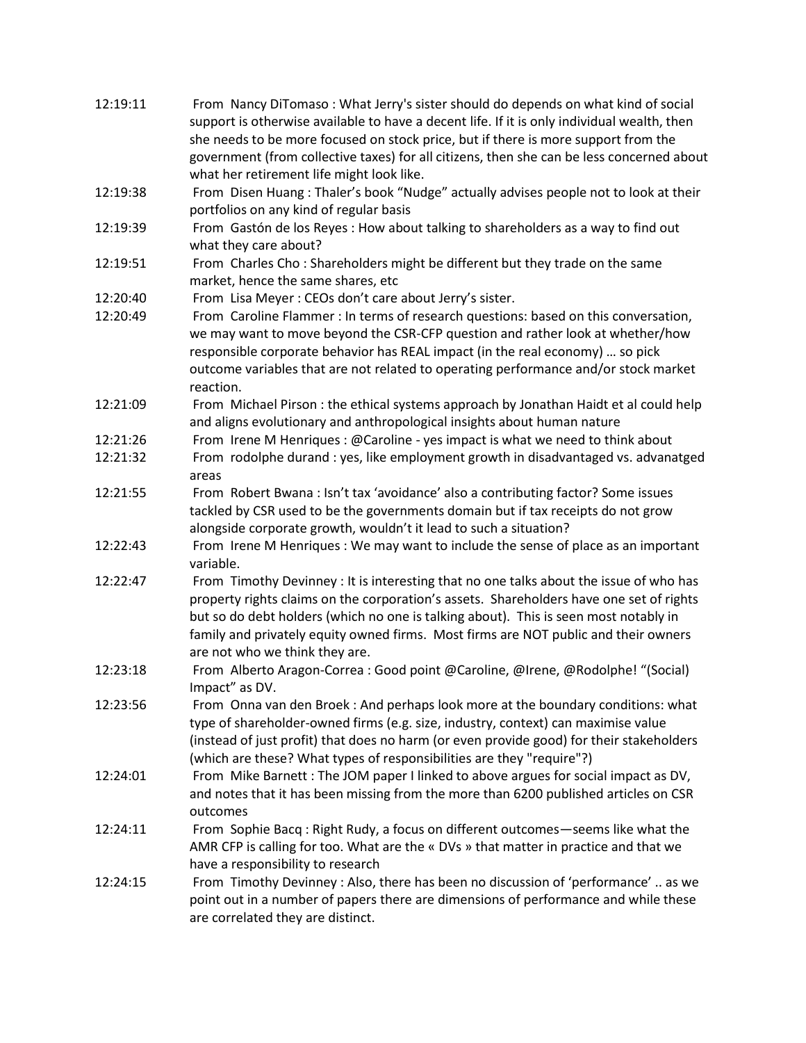12:19:11 From Nancy DiTomaso : What Jerry's sister should do depends on what kind of social support is otherwise available to have a decent life. If it is only individual wealth, then she needs to be more focused on stock price, but if there is more support from the government (from collective taxes) for all citizens, then she can be less concerned about what her retirement life might look like.

12:19:38 From Disen Huang : Thaler's book "Nudge" actually advises people not to look at their portfolios on any kind of regular basis

12:19:39 From Gastón de los Reyes : How about talking to shareholders as a way to find out what they care about?

12:19:51 From Charles Cho : Shareholders might be different but they trade on the same market, hence the same shares, etc

12:20:40 From Lisa Meyer : CEOs don't care about Jerry's sister.

12:20:49 From Caroline Flammer : In terms of research questions: based on this conversation, we may want to move beyond the CSR-CFP question and rather look at whether/how responsible corporate behavior has REAL impact (in the real economy) … so pick outcome variables that are not related to operating performance and/or stock market reaction.

12:21:09 From Michael Pirson : the ethical systems approach by Jonathan Haidt et al could help and aligns evolutionary and anthropological insights about human nature

12:21:26 From Irene M Henriques : @Caroline - yes impact is what we need to think about

12:21:32 From rodolphe durand : yes, like employment growth in disadvantaged vs. advanatged areas

12:21:55 From Robert Bwana : Isn't tax 'avoidance' also a contributing factor? Some issues tackled by CSR used to be the governments domain but if tax receipts do not grow alongside corporate growth, wouldn't it lead to such a situation?

12:22:43 From Irene M Henriques : We may want to include the sense of place as an important variable.

12:22:47 From Timothy Devinney : It is interesting that no one talks about the issue of who has property rights claims on the corporation's assets. Shareholders have one set of rights but so do debt holders (which no one is talking about). This is seen most notably in family and privately equity owned firms. Most firms are NOT public and their owners are not who we think they are.

12:23:18 From Alberto Aragon-Correa : Good point @Caroline, @Irene, @Rodolphe! "(Social) Impact" as DV.

12:23:56 From Onna van den Broek : And perhaps look more at the boundary conditions: what type of shareholder-owned firms (e.g. size, industry, context) can maximise value (instead of just profit) that does no harm (or even provide good) for their stakeholders (which are these? What types of responsibilities are they "require"?)

12:24:01 From Mike Barnett : The JOM paper I linked to above argues for social impact as DV, and notes that it has been missing from the more than 6200 published articles on CSR outcomes

12:24:11 From Sophie Bacq : Right Rudy, a focus on different outcomes—seems like what the AMR CFP is calling for too. What are the « DVs » that matter in practice and that we have a responsibility to research

12:24:15 From Timothy Devinney : Also, there has been no discussion of 'performance' .. as we point out in a number of papers there are dimensions of performance and while these are correlated they are distinct.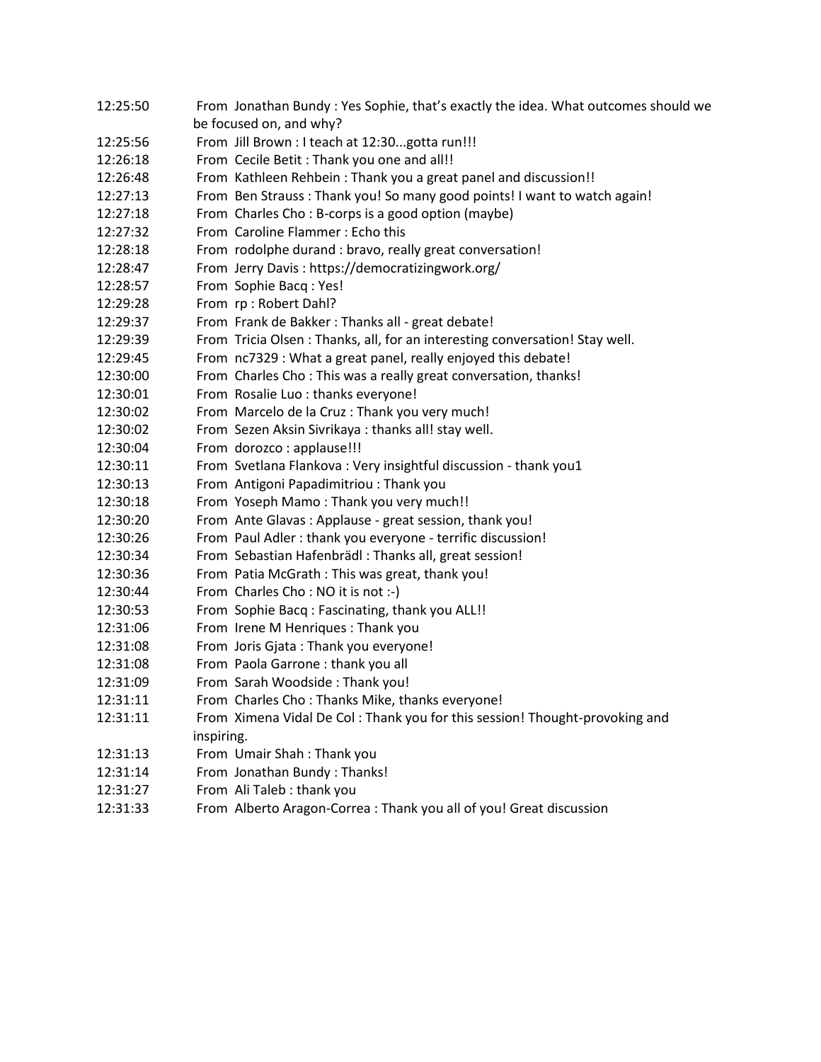12:25:50 From Jonathan Bundy : Yes Sophie, that's exactly the idea. What outcomes should we be focused on, and why?
12:25:56 From Jill Brown : I teach at 12:30...gotta run!!!
12:26:18 From Cecile Betit : Thank you one and all!!
12:26:48 From Kathleen Rehbein : Thank you a great panel and discussion!!
12:27:13 From Ben Strauss : Thank you! So many good points! I want to watch again!
12:27:18 From Charles Cho : B-corps is a good option (maybe)
12:27:32 From Caroline Flammer : Echo this
12:28:18 From rodolphe durand : bravo, really great conversation!
12:28:47 From Jerry Davis : https://democratizingwork.org/
12:28:57 From Sophie Bacq : Yes!
12:29:28 From rp : Robert Dahl?
12:29:37 From Frank de Bakker : Thanks all - great debate!
12:29:39 From Tricia Olsen : Thanks, all, for an interesting conversation! Stay well.
12:29:45 From nc7329 : What a great panel, really enjoyed this debate!
12:30:00 From Charles Cho : This was a really great conversation, thanks!
12:30:01 From Rosalie Luo : thanks everyone!
12:30:02 From Marcelo de la Cruz : Thank you very much!
12:30:02 From Sezen Aksin Sivrikaya : thanks all! stay well.
12:30:04 From dorozco : applause!!!
12:30:11 From Svetlana Flankova : Very insightful discussion - thank you1
12:30:13 From Antigoni Papadimitriou : Thank you
12:30:18 From Yoseph Mamo : Thank you very much!!
12:30:20 From Ante Glavas : Applause - great session, thank you!
12:30:26 From Paul Adler : thank you everyone - terrific discussion!
12:30:34 From Sebastian Hafenbrädl : Thanks all, great session!
12:30:36 From Patia McGrath : This was great, thank you!
12:30:44 From Charles Cho : NO it is not :-)
12:30:53 From Sophie Bacq : Fascinating, thank you ALL!!
12:31:06 From Irene M Henriques : Thank you
12:31:08 From Joris Gjata : Thank you everyone!
12:31:08 From Paola Garrone : thank you all
12:31:09 From Sarah Woodside : Thank you!
12:31:11 From Charles Cho : Thanks Mike, thanks everyone!
12:31:11 From Ximena Vidal De Col : Thank you for this session! Thought-provoking and inspiring.
12:31:13 From Umair Shah : Thank you
12:31:14 From Jonathan Bundy : Thanks!
12:31:27 From Ali Taleb : thank you
12:31:33 From Alberto Aragon-Correa : Thank you all of you! Great discussion